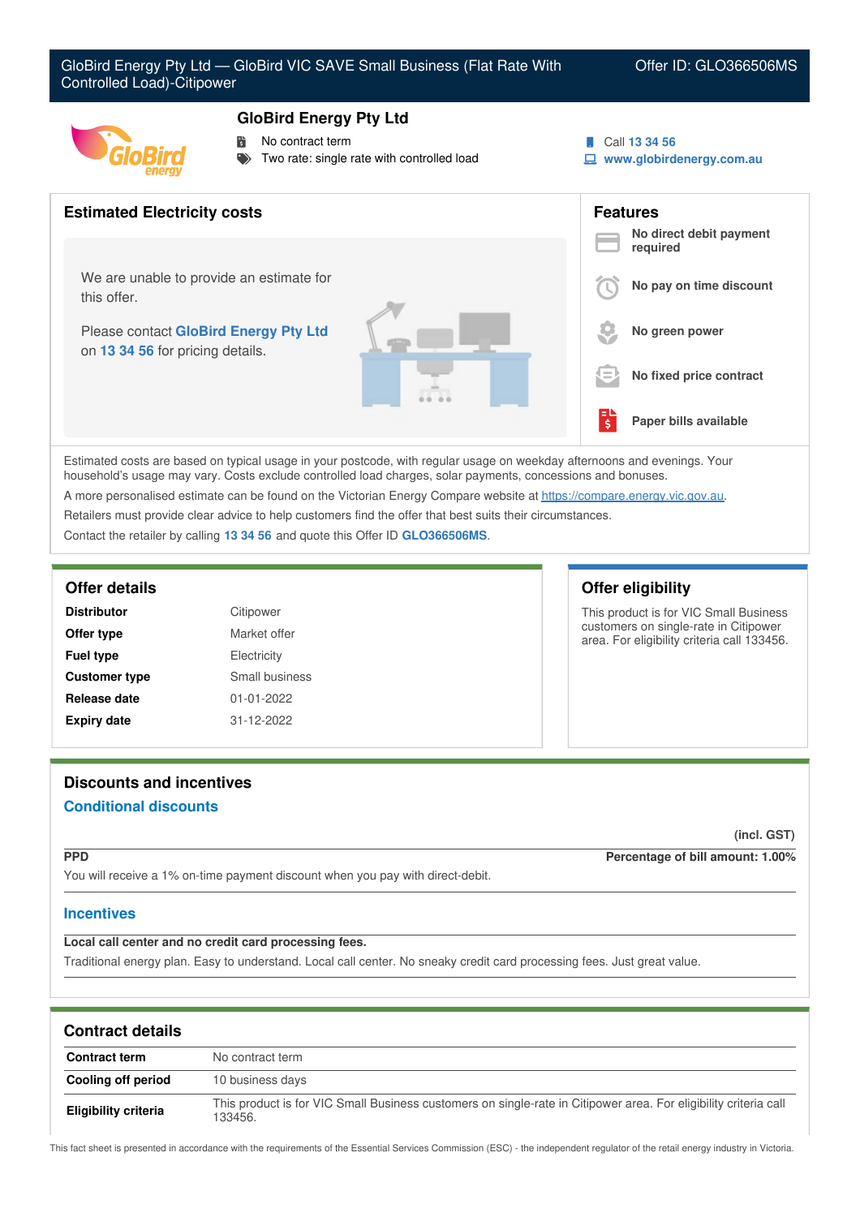# GloBird Energy Pty Ltd — GloBird VIC SAVE Small Business (Flat Rate With Controlled Load)-Citipower

Offer ID: GLO366506MS

## GloBird Energy Pty Ltd

- No contract term
- Two rate: single rate with controlled load

Call 13 34 56
www.globirdenergy.com.au

## Estimated Electricity costs

We are unable to provide an estimate for this offer.

Please contact **GloBird Energy Pty Ltd** on **13 34 56** for pricing details.

## Features

- **No direct debit payment required**
- **No pay on time discount**
- **No green power**
- **No fixed price contract**
- **Paper bills available**

Estimated costs are based on typical usage in your postcode, with regular usage on weekday afternoons and evenings. Your household's usage may vary. Costs exclude controlled load charges, solar payments, concessions and bonuses.

A more personalised estimate can be found on the Victorian Energy Compare website at https://compare.energy.vic.gov.au.

Retailers must provide clear advice to help customers find the offer that best suits their circumstances.

Contact the retailer by calling **13 34 56** and quote this Offer ID **GLO366506MS**.

## Offer details

| | |
|---|---|
| **Distributor** | Citipower |
| **Offer type** | Market offer |
| **Fuel type** | Electricity |
| **Customer type** | Small business |
| **Release date** | 01-01-2022 |
| **Expiry date** | 31-12-2022 |

## Offer eligibility

This product is for VIC Small Business customers on single-rate in Citipower area. For eligibility criteria call 133456.

## Discounts and incentives

### Conditional discounts

(incl. GST)

**PPD** — **Percentage of bill amount: 1.00%**

You will receive a 1% on-time payment discount when you pay with direct-debit.

### Incentives

**Local call center and no credit card processing fees.**

Traditional energy plan. Easy to understand. Local call center. No sneaky credit card processing fees. Just great value.

## Contract details

| | |
|---|---|
| **Contract term** | No contract term |
| **Cooling off period** | 10 business days |
| **Eligibility criteria** | This product is for VIC Small Business customers on single-rate in Citipower area. For eligibility criteria call 133456. |

This fact sheet is presented in accordance with the requirements of the Essential Services Commission (ESC) - the independent regulator of the retail energy industry in Victoria.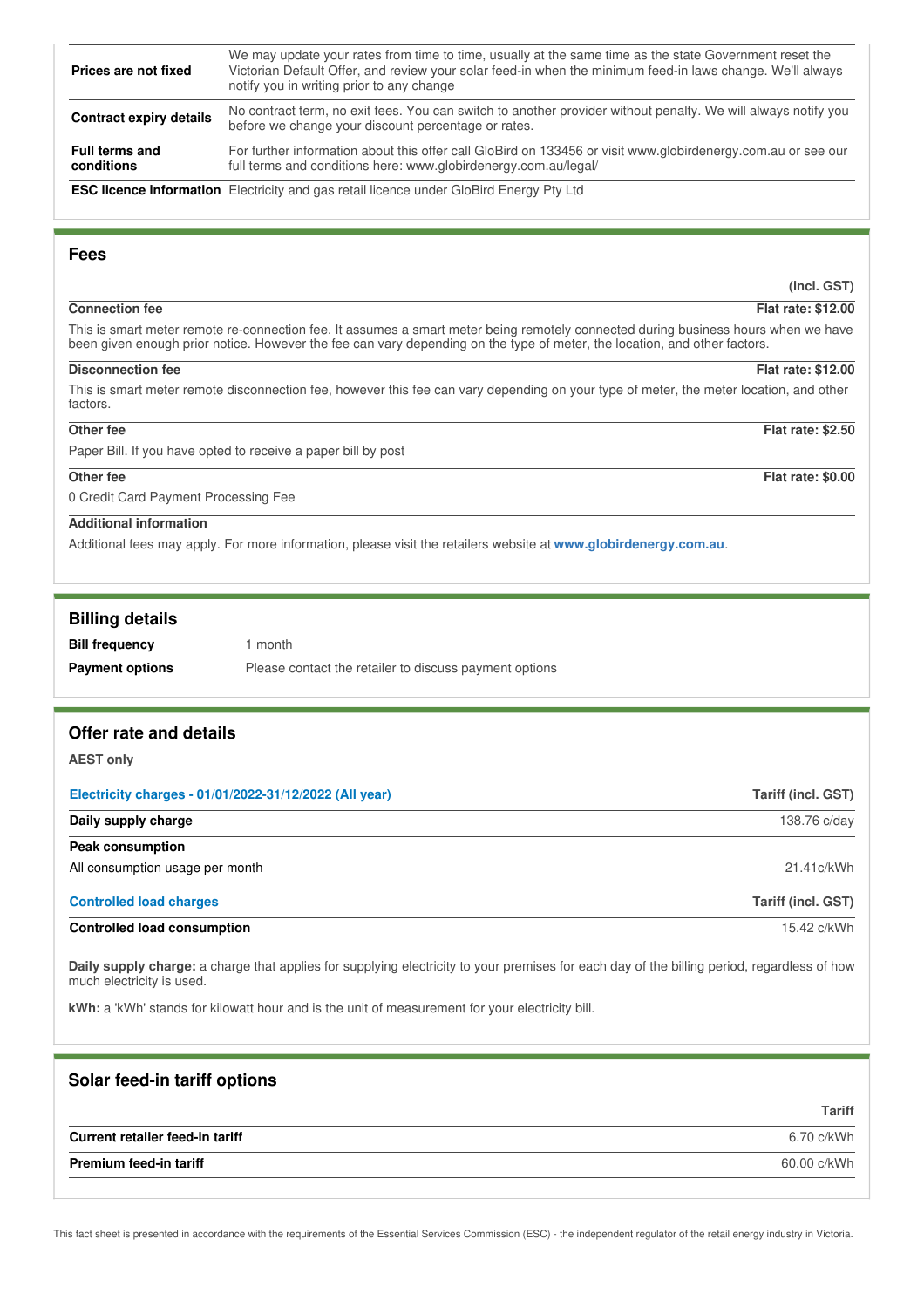| | |
|---|---|
| **Prices are not fixed** | We may update your rates from time to time, usually at the same time as the state Government reset the Victorian Default Offer, and review your solar feed-in when the minimum feed-in laws change. We'll always notify you in writing prior to any change |
| **Contract expiry details** | No contract term, no exit fees. You can switch to another provider without penalty. We will always notify you before we change your discount percentage or rates. |
| **Full terms and conditions** | For further information about this offer call GloBird on 133456 or visit www.globirdenergy.com.au or see our full terms and conditions here: www.globirdenergy.com.au/legal/ |
| **ESC licence information** | Electricity and gas retail licence under GloBird Energy Pty Ltd |

## Fees

| | (incl. GST) |
|---|---|
| **Connection fee** | **Flat rate: $12.00** |

This is smart meter remote re-connection fee. It assumes a smart meter being remotely connected during business hours when we have been given enough prior notice. However the fee can vary depending on the type of meter, the location, and other factors.

| | |
|---|---|
| **Disconnection fee** | **Flat rate: $12.00** |

This is smart meter remote disconnection fee, however this fee can vary depending on your type of meter, the meter location, and other factors.

| | |
|---|---|
| **Other fee** | **Flat rate: $2.50** |

Paper Bill. If you have opted to receive a paper bill by post

| | |
|---|---|
| **Other fee** | **Flat rate: $0.00** |

0 Credit Card Payment Processing Fee

**Additional information**

Additional fees may apply. For more information, please visit the retailers website at **www.globirdenergy.com.au**.

## Billing details

| | |
|---|---|
| **Bill frequency** | 1 month |
| **Payment options** | Please contact the retailer to discuss payment options |

## Offer rate and details

**AEST only**

| Electricity charges - 01/01/2022-31/12/2022 (All year) | Tariff (incl. GST) |
|---|---|
| **Daily supply charge** | 138.76 c/day |
| **Peak consumption** | |
| All consumption usage per month | 21.41c/kWh |

| Controlled load charges | Tariff (incl. GST) |
|---|---|
| **Controlled load consumption** | 15.42 c/kWh |

**Daily supply charge:** a charge that applies for supplying electricity to your premises for each day of the billing period, regardless of how much electricity is used.

**kWh:** a 'kWh' stands for kilowatt hour and is the unit of measurement for your electricity bill.

## Solar feed-in tariff options

| | Tariff |
|---|---|
| **Current retailer feed-in tariff** | 6.70 c/kWh |
| **Premium feed-in tariff** | 60.00 c/kWh |

This fact sheet is presented in accordance with the requirements of the Essential Services Commission (ESC) - the independent regulator of the retail energy industry in Victoria.